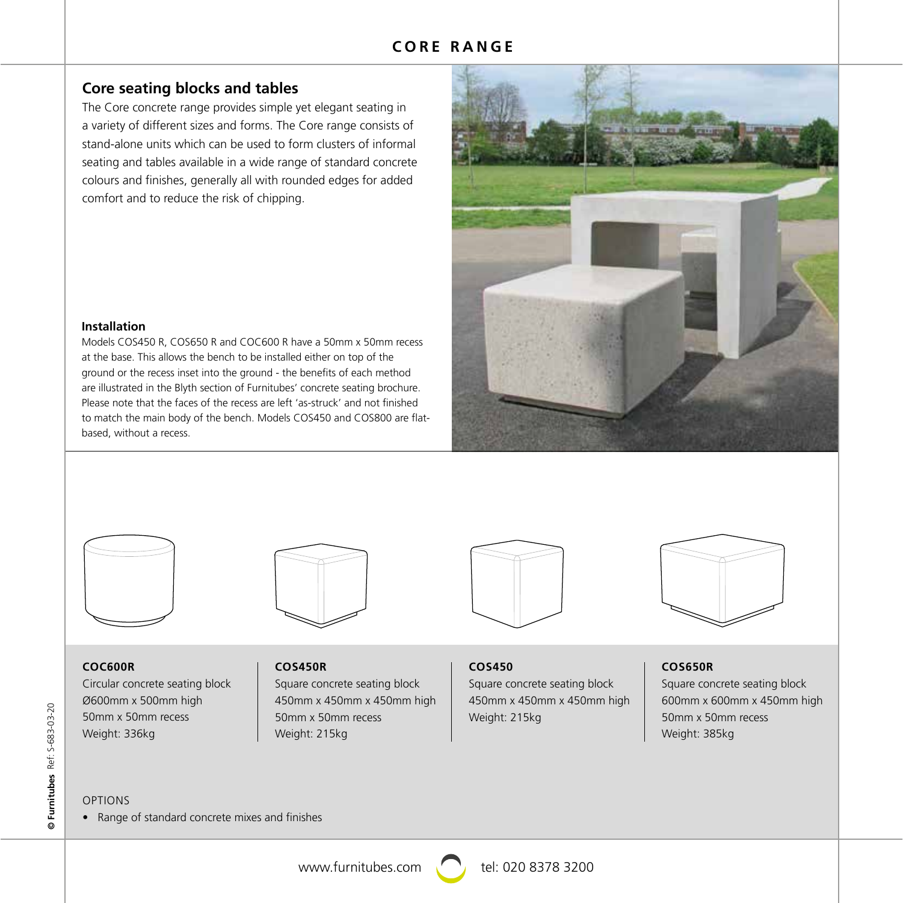# CORE RANGE

## Core seating blocks and tables

The Core concrete range provides simple yet elegant seating in a variety of different sizes and forms. The Core range consists of stand-alone units which can be used to form clusters of informal seating and tables available in a wide range of standard concrete colours and finishes, generally all with rounded edges for added comfort and to reduce the risk of chipping.

### Installation

Models COS450 R, COS650 R and COC600 R have a 50mm x 50mm recess at the base. This allows the bench to be installed either on top of the ground or the recess inset into the ground - the benefits of each method are illustrated in the Blyth section of Furnitubes' concrete seating brochure. Please note that the faces of the recess are left 'as-struck' and not finished to match the main body of the bench. Models COS450 and COS800 are flat-based, without a recess.

**COC600R**
Circular concrete seating block
Ø600mm x 500mm high
50mm x 50mm recess
Weight: 336kg

**COS450R**
Square concrete seating block
450mm x 450mm x 450mm high
50mm x 50mm recess
Weight: 215kg

**COS450**
Square concrete seating block
450mm x 450mm x 450mm high
Weight: 215kg

**COS650R**
Square concrete seating block
600mm x 600mm x 450mm high
50mm x 50mm recess
Weight: 385kg

OPTIONS

- Range of standard concrete mixes and finishes

© Furnitubes Ref: S-683-03-20

www.furnitubes.com tel: 020 8378 3200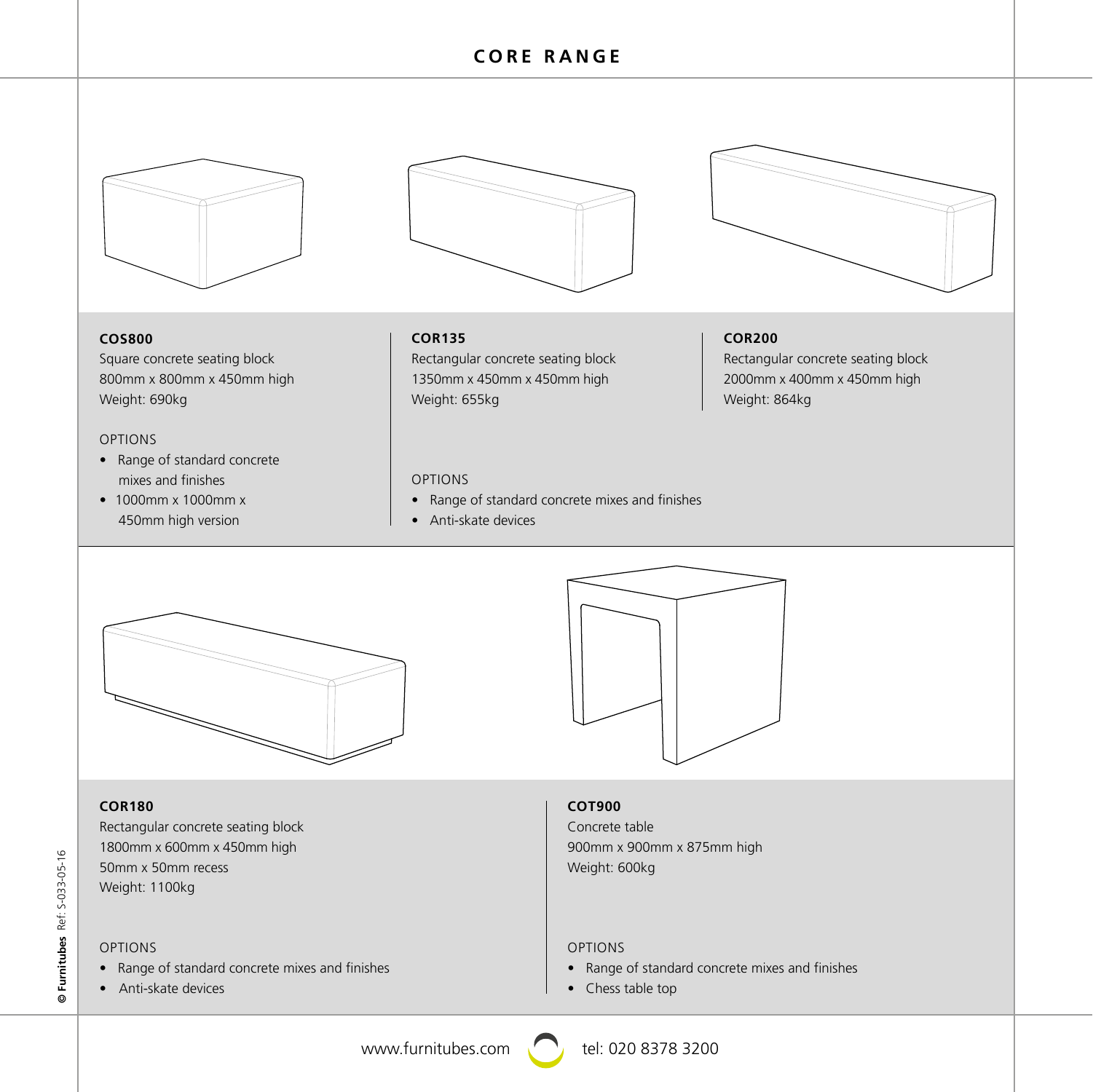# CORE RANGE

**COS800**
Square concrete seating block
800mm x 800mm x 450mm high
Weight: 690kg

OPTIONS
- Range of standard concrete mixes and finishes
- 1000mm x 1000mm x 450mm high version

**COR135**
Rectangular concrete seating block
1350mm x 450mm x 450mm high
Weight: 655kg

**COR200**
Rectangular concrete seating block
2000mm x 400mm x 450mm high
Weight: 864kg

OPTIONS
- Range of standard concrete mixes and finishes
- Anti-skate devices

**COR180**
Rectangular concrete seating block
1800mm x 600mm x 450mm high
50mm x 50mm recess
Weight: 1100kg

OPTIONS
- Range of standard concrete mixes and finishes
- Anti-skate devices

**COT900**
Concrete table
900mm x 900mm x 875mm high
Weight: 600kg

OPTIONS
- Range of standard concrete mixes and finishes
- Chess table top

www.furnitubes.com tel: 020 8378 3200

**© Furnitubes** Ref: S-033-05-16